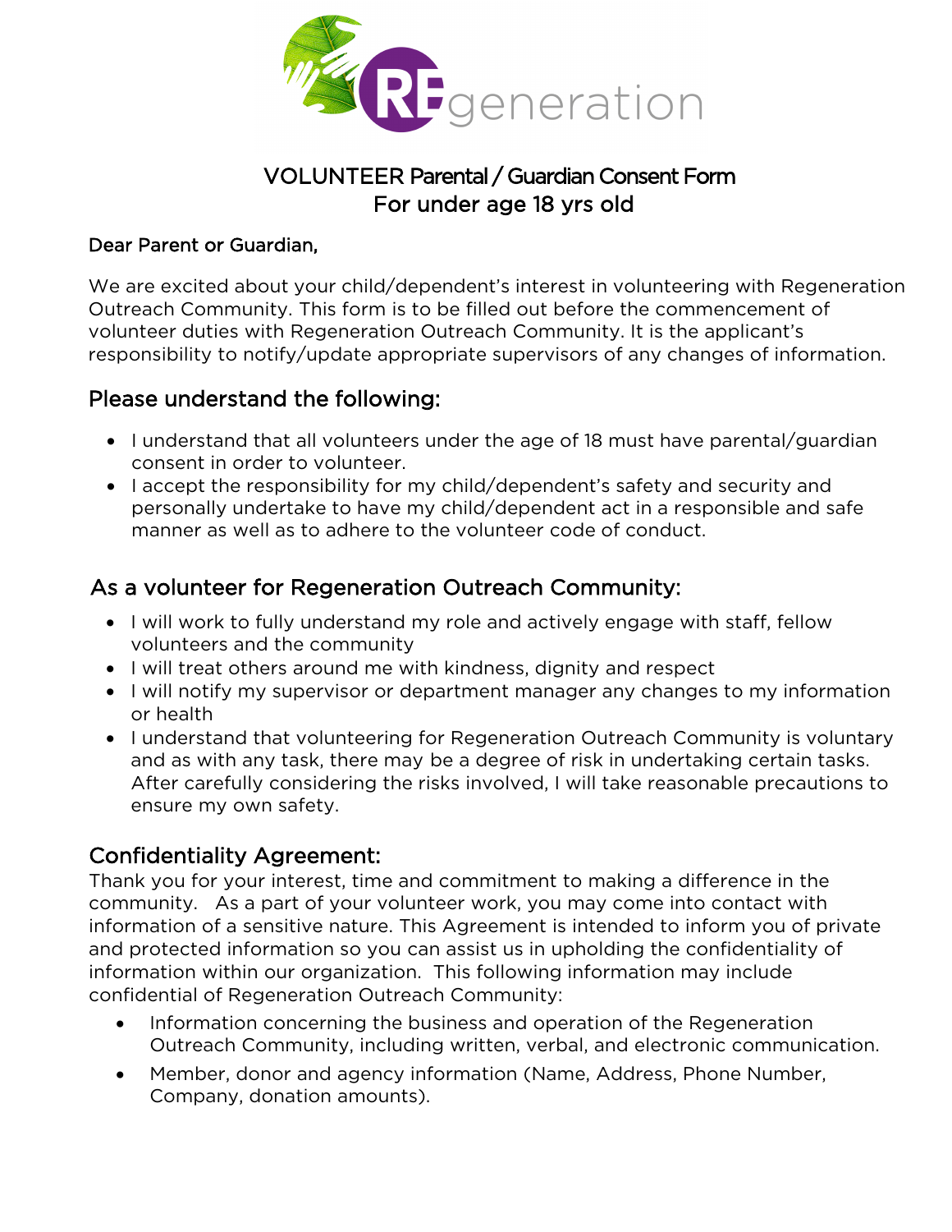# VOLUNTEER Parental / Guardian Consent Form
## For under age 18 yrs old

Dear Parent or Guardian,

We are excited about your child/dependent's interest in volunteering with Regeneration Outreach Community. This form is to be filled out before the commencement of volunteer duties with Regeneration Outreach Community. It is the applicant's responsibility to notify/update appropriate supervisors of any changes of information.

## Please understand the following:

- I understand that all volunteers under the age of 18 must have parental/guardian consent in order to volunteer.
- I accept the responsibility for my child/dependent's safety and security and personally undertake to have my child/dependent act in a responsible and safe manner as well as to adhere to the volunteer code of conduct.

## As a volunteer for Regeneration Outreach Community:

- I will work to fully understand my role and actively engage with staff, fellow volunteers and the community
- I will treat others around me with kindness, dignity and respect
- I will notify my supervisor or department manager any changes to my information or health
- I understand that volunteering for Regeneration Outreach Community is voluntary and as with any task, there may be a degree of risk in undertaking certain tasks. After carefully considering the risks involved, I will take reasonable precautions to ensure my own safety.

## Confidentiality Agreement:

Thank you for your interest, time and commitment to making a difference in the community. As a part of your volunteer work, you may come into contact with information of a sensitive nature. This Agreement is intended to inform you of private and protected information so you can assist us in upholding the confidentiality of information within our organization. This following information may include confidential of Regeneration Outreach Community:

- Information concerning the business and operation of the Regeneration Outreach Community, including written, verbal, and electronic communication.
- Member, donor and agency information (Name, Address, Phone Number, Company, donation amounts).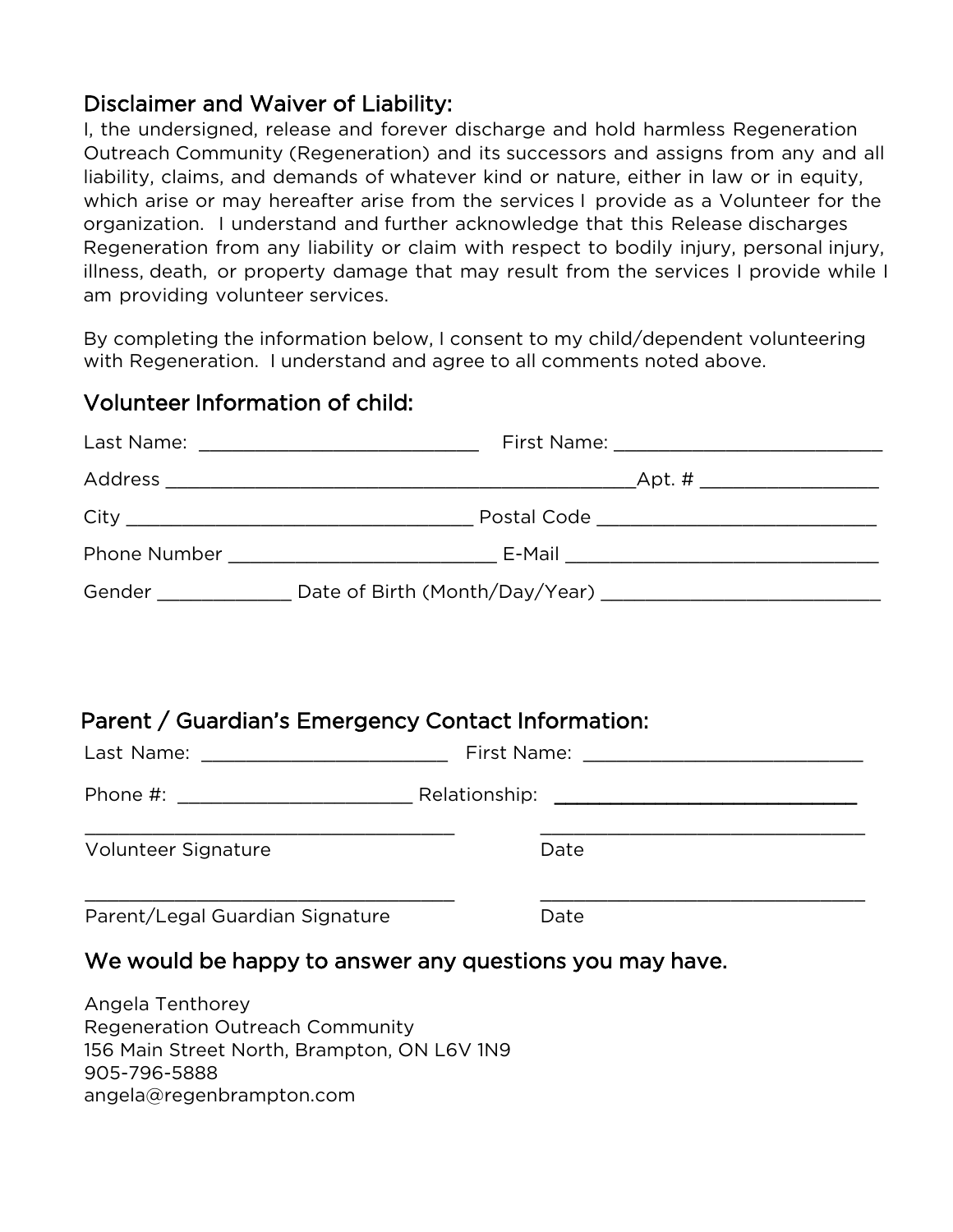## Disclaimer and Waiver of Liability:

I, the undersigned, release and forever discharge and hold harmless Regeneration Outreach Community (Regeneration) and its successors and assigns from any and all liability, claims, and demands of whatever kind or nature, either in law or in equity, which arise or may hereafter arise from the services I provide as a Volunteer for the organization. I understand and further acknowledge that this Release discharges Regeneration from any liability or claim with respect to bodily injury, personal injury, illness, death, or property damage that may result from the services I provide while I am providing volunteer services.

By completing the information below, I consent to my child/dependent volunteering with Regeneration. I understand and agree to all comments noted above.

## Volunteer Information of child:

Last Name: ___________________________ First Name: __________________________

Address _____________________________________________Apt. # _________________

City _________________________________ Postal Code ___________________________

Phone Number __________________________ E-Mail ______________________________

Gender _____________ Date of Birth (Month/Day/Year) ___________________________

## Parent / Guardian's Emergency Contact Information:

Last Name: _______________________ First Name: __________________________

Phone #: ______________________ Relationship: ____________________________

___________________________________ ______________________________

Volunteer Signature Date

___________________________________ ______________________________

Parent/Legal Guardian Signature Date

## We would be happy to answer any questions you may have.

Angela Tenthorey
Regeneration Outreach Community
156 Main Street North, Brampton, ON L6V 1N9
905-796-5888
angela@regenbrampton.com